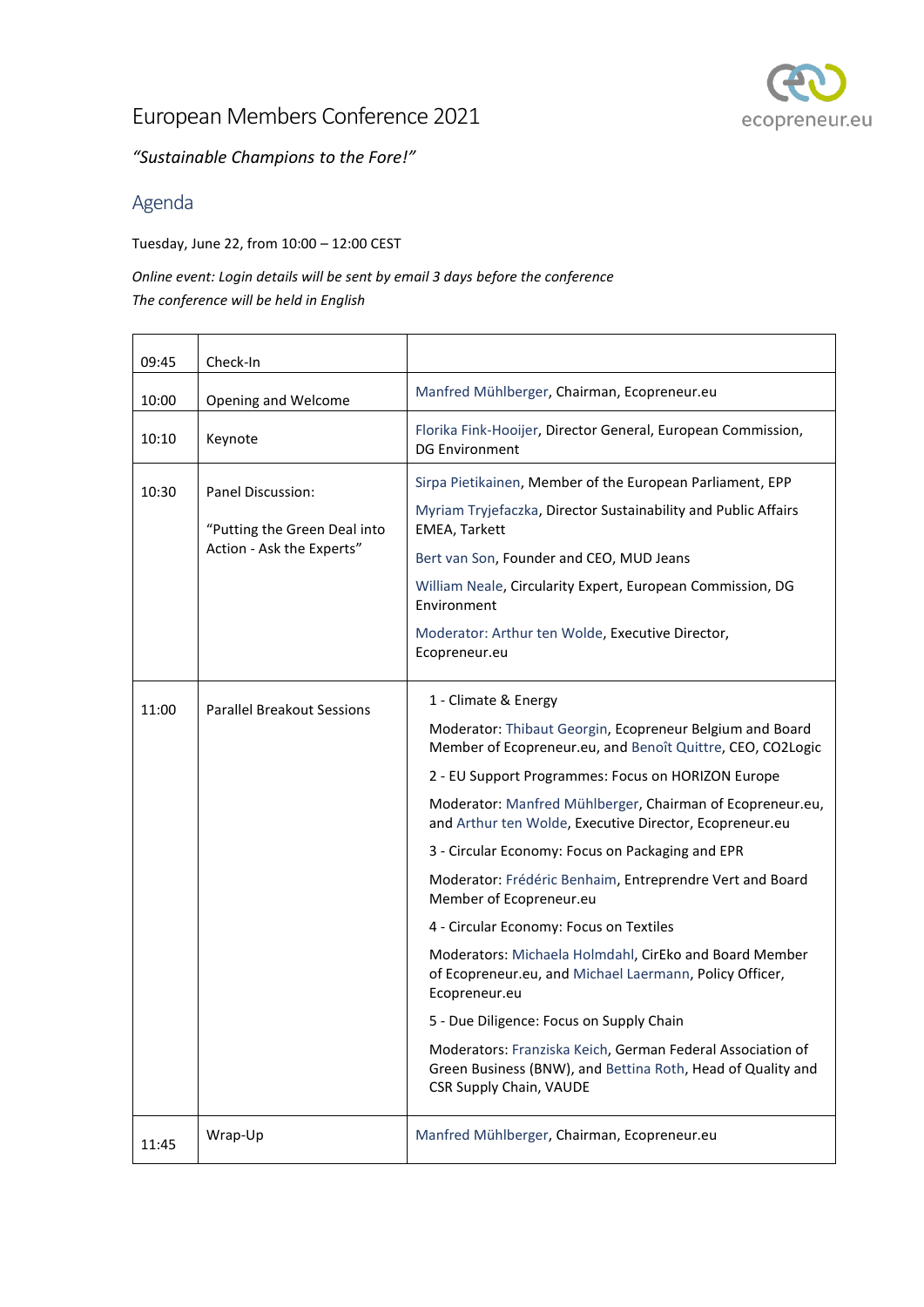# European Members Conference 2021

*"Sustainable Champions to the Fore!"*

## Agenda

Tuesday, June 22, from 10:00 – 12:00 CEST

*Online event: Login details will be sent by email 3 days before the conference*
*The conference will be held in English*

| | | |
|---|---|---|
| 09:45 | Check-In | |
| 10:00 | Opening and Welcome | Manfred Mühlberger, Chairman, Ecopreneur.eu |
| 10:10 | Keynote | Florika Fink-Hooijer, Director General, European Commission, DG Environment |
| 10:30 | Panel Discussion:<br><br>"Putting the Green Deal into Action - Ask the Experts" | Sirpa Pietikainen, Member of the European Parliament, EPP<br><br>Myriam Tryjefaczka, Director Sustainability and Public Affairs EMEA, Tarkett<br><br>Bert van Son, Founder and CEO, MUD Jeans<br><br>William Neale, Circularity Expert, European Commission, DG Environment<br><br>Moderator: Arthur ten Wolde, Executive Director, Ecopreneur.eu |
| 11:00 | Parallel Breakout Sessions | 1 - Climate & Energy<br><br>Moderator: Thibaut Georgin, Ecopreneur Belgium and Board Member of Ecopreneur.eu, and Benoît Quittre, CEO, CO2Logic<br><br>2 - EU Support Programmes: Focus on HORIZON Europe<br><br>Moderator: Manfred Mühlberger, Chairman of Ecopreneur.eu, and Arthur ten Wolde, Executive Director, Ecopreneur.eu<br><br>3 - Circular Economy: Focus on Packaging and EPR<br><br>Moderator: Frédéric Benhaim, Entreprendre Vert and Board Member of Ecopreneur.eu<br><br>4 - Circular Economy: Focus on Textiles<br><br>Moderators: Michaela Holmdahl, CirEko and Board Member of Ecopreneur.eu, and Michael Laermann, Policy Officer, Ecopreneur.eu<br><br>5 - Due Diligence: Focus on Supply Chain<br><br>Moderators: Franziska Keich, German Federal Association of Green Business (BNW), and Bettina Roth, Head of Quality and CSR Supply Chain, VAUDE |
| 11:45 | Wrap-Up | Manfred Mühlberger, Chairman, Ecopreneur.eu |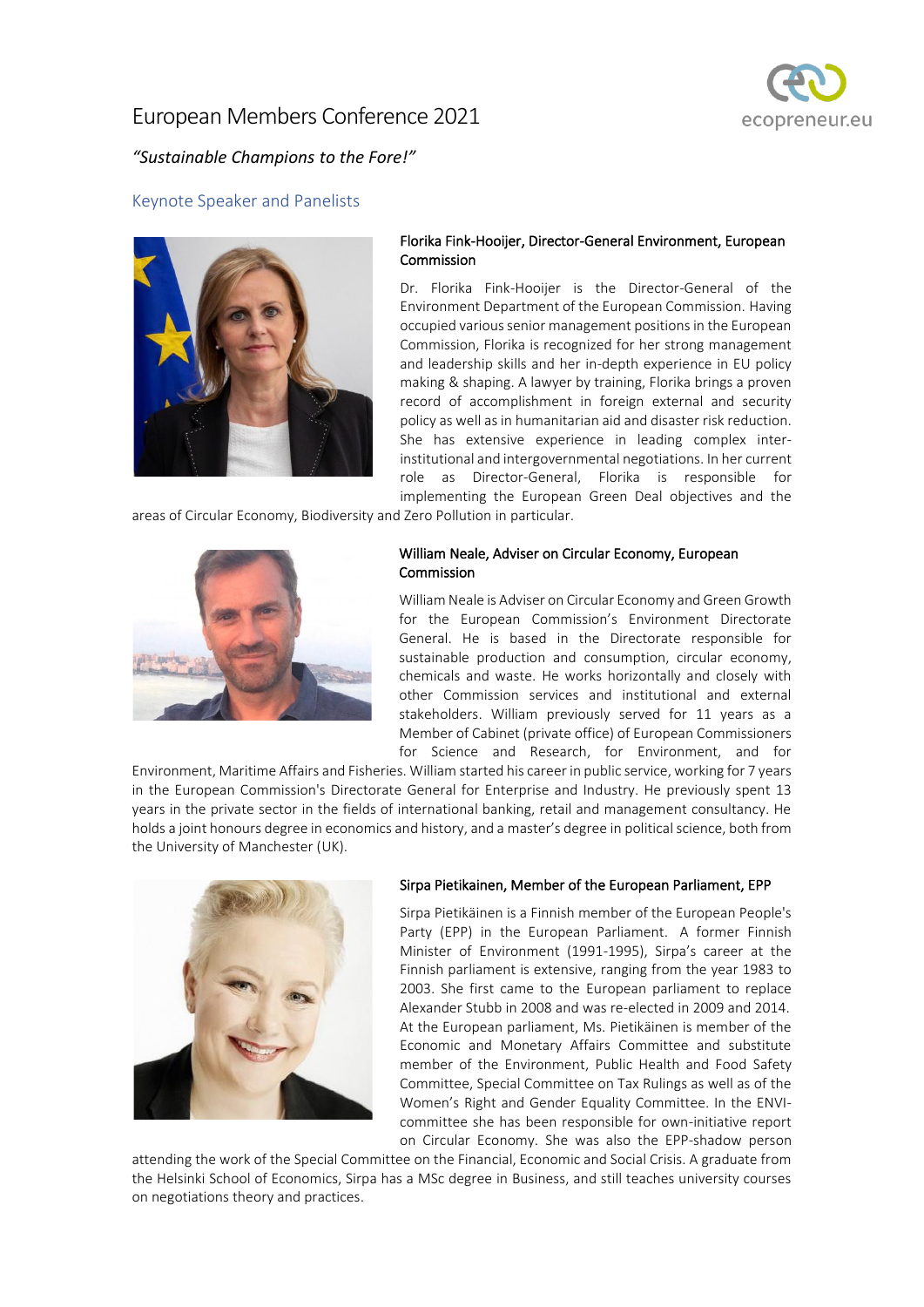# European Members Conference 2021

*"Sustainable Champions to the Fore!"*

## Keynote Speaker and Panelists

### Florika Fink-Hooijer, Director-General Environment, European Commission

Dr. Florika Fink-Hooijer is the Director-General of the Environment Department of the European Commission. Having occupied various senior management positions in the European Commission, Florika is recognized for her strong management and leadership skills and her in-depth experience in EU policy making & shaping. A lawyer by training, Florika brings a proven record of accomplishment in foreign external and security policy as well as in humanitarian aid and disaster risk reduction. She has extensive experience in leading complex inter-institutional and intergovernmental negotiations. In her current role as Director-General, Florika is responsible for implementing the European Green Deal objectives and the areas of Circular Economy, Biodiversity and Zero Pollution in particular.

### William Neale, Adviser on Circular Economy, European Commission

William Neale is Adviser on Circular Economy and Green Growth for the European Commission's Environment Directorate General. He is based in the Directorate responsible for sustainable production and consumption, circular economy, chemicals and waste. He works horizontally and closely with other Commission services and institutional and external stakeholders. William previously served for 11 years as a Member of Cabinet (private office) of European Commissioners for Science and Research, for Environment, and for Environment, Maritime Affairs and Fisheries. William started his career in public service, working for 7 years in the European Commission's Directorate General for Enterprise and Industry. He previously spent 13 years in the private sector in the fields of international banking, retail and management consultancy. He holds a joint honours degree in economics and history, and a master's degree in political science, both from the University of Manchester (UK).

### Sirpa Pietikainen, Member of the European Parliament, EPP

Sirpa Pietikäinen is a Finnish member of the European People's Party (EPP) in the European Parliament. A former Finnish Minister of Environment (1991-1995), Sirpa's career at the Finnish parliament is extensive, ranging from the year 1983 to 2003. She first came to the European parliament to replace Alexander Stubb in 2008 and was re-elected in 2009 and 2014. At the European parliament, Ms. Pietikäinen is member of the Economic and Monetary Affairs Committee and substitute member of the Environment, Public Health and Food Safety Committee, Special Committee on Tax Rulings as well as of the Women's Right and Gender Equality Committee. In the ENVI-committee she has been responsible for own-initiative report on Circular Economy. She was also the EPP-shadow person attending the work of the Special Committee on the Financial, Economic and Social Crisis. A graduate from the Helsinki School of Economics, Sirpa has a MSc degree in Business, and still teaches university courses on negotiations theory and practices.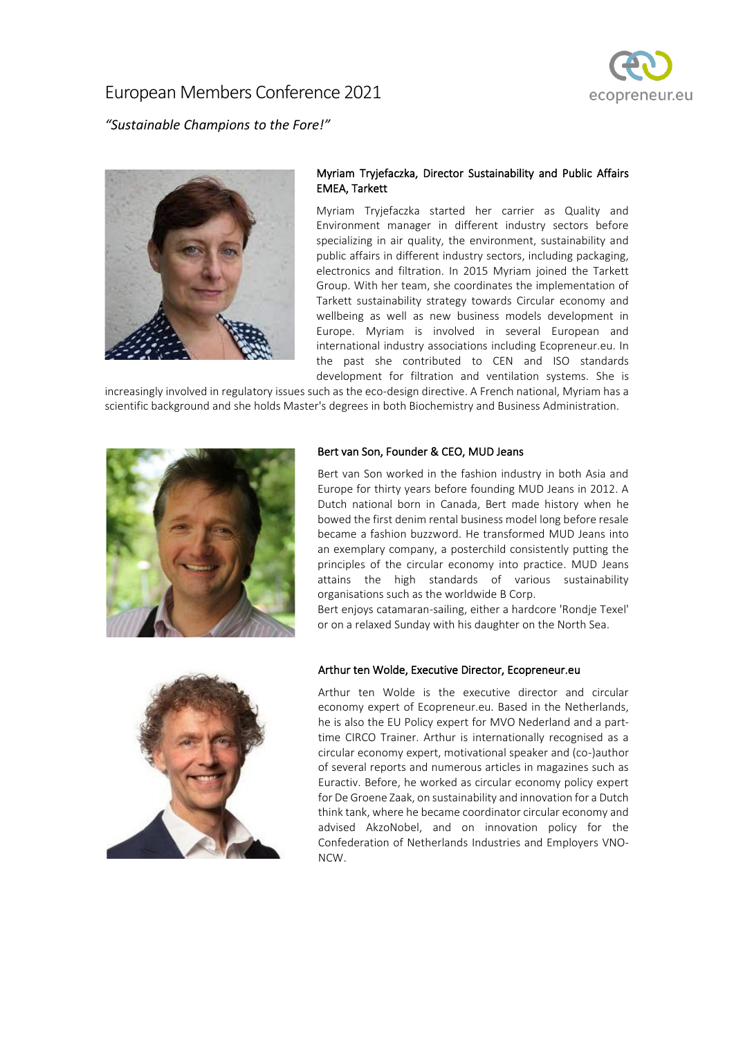# European Members Conference 2021

*"Sustainable Champions to the Fore!"*

### Myriam Tryjefaczka, Director Sustainability and Public Affairs EMEA, Tarkett

Myriam Tryjefaczka started her carrier as Quality and Environment manager in different industry sectors before specializing in air quality, the environment, sustainability and public affairs in different industry sectors, including packaging, electronics and filtration. In 2015 Myriam joined the Tarkett Group. With her team, she coordinates the implementation of Tarkett sustainability strategy towards Circular economy and wellbeing as well as new business models development in Europe. Myriam is involved in several European and international industry associations including Ecopreneur.eu. In the past she contributed to CEN and ISO standards development for filtration and ventilation systems. She is increasingly involved in regulatory issues such as the eco-design directive. A French national, Myriam has a scientific background and she holds Master's degrees in both Biochemistry and Business Administration.

### Bert van Son, Founder & CEO, MUD Jeans

Bert van Son worked in the fashion industry in both Asia and Europe for thirty years before founding MUD Jeans in 2012. A Dutch national born in Canada, Bert made history when he bowed the first denim rental business model long before resale became a fashion buzzword. He transformed MUD Jeans into an exemplary company, a posterchild consistently putting the principles of the circular economy into practice. MUD Jeans attains the high standards of various sustainability organisations such as the worldwide B Corp.

Bert enjoys catamaran-sailing, either a hardcore 'Rondje Texel' or on a relaxed Sunday with his daughter on the North Sea.

### Arthur ten Wolde, Executive Director, Ecopreneur.eu

Arthur ten Wolde is the executive director and circular economy expert of Ecopreneur.eu. Based in the Netherlands, he is also the EU Policy expert for MVO Nederland and a part-time CIRCO Trainer. Arthur is internationally recognised as a circular economy expert, motivational speaker and (co-)author of several reports and numerous articles in magazines such as Euractiv. Before, he worked as circular economy policy expert for De Groene Zaak, on sustainability and innovation for a Dutch think tank, where he became coordinator circular economy and advised AkzoNobel, and on innovation policy for the Confederation of Netherlands Industries and Employers VNO-NCW.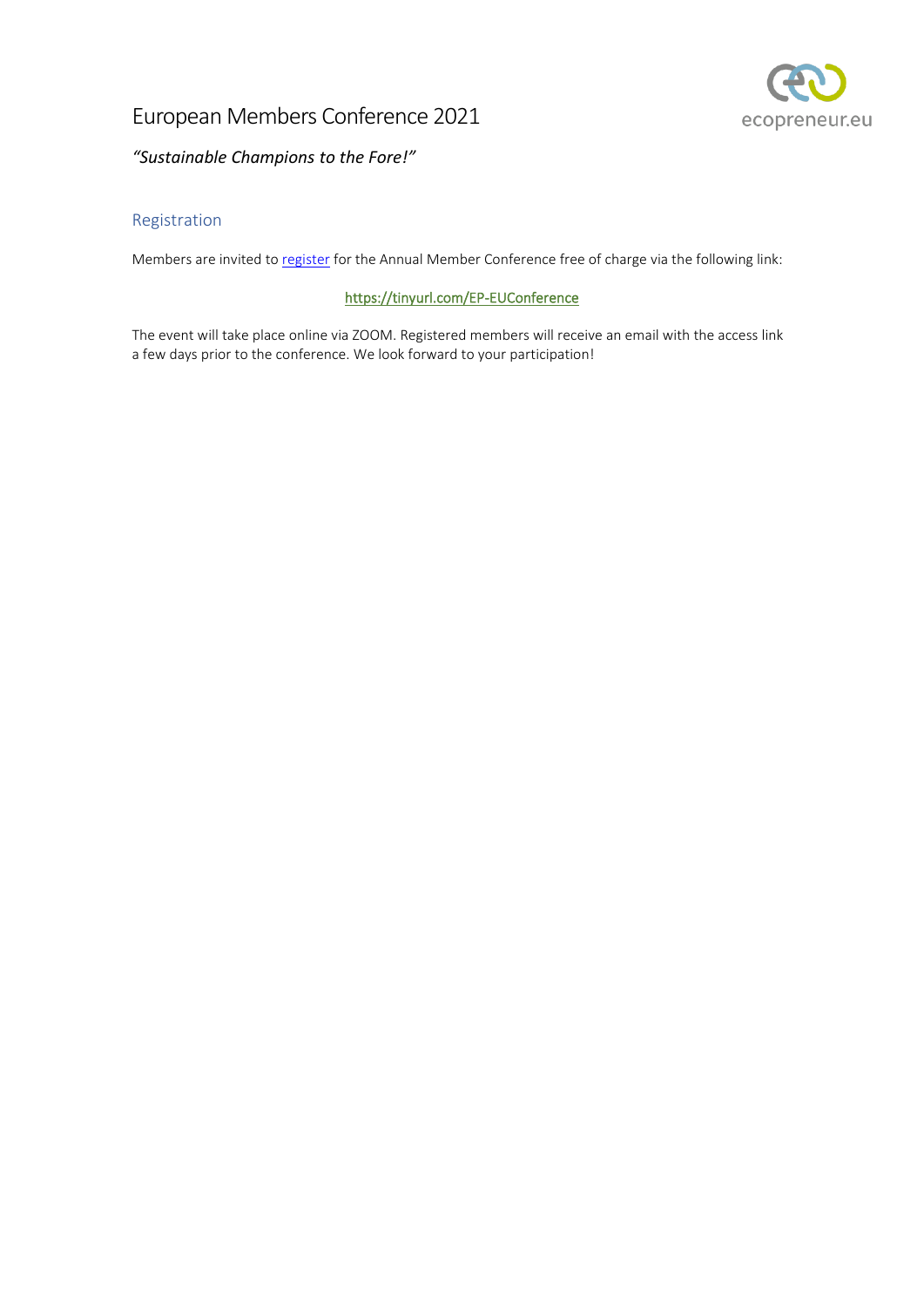# European Members Conference 2021

*"Sustainable Champions to the Fore!"*

## Registration

Members are invited to register for the Annual Member Conference free of charge via the following link:

https://tinyurl.com/EP-EUConference

The event will take place online via ZOOM. Registered members will receive an email with the access link a few days prior to the conference. We look forward to your participation!